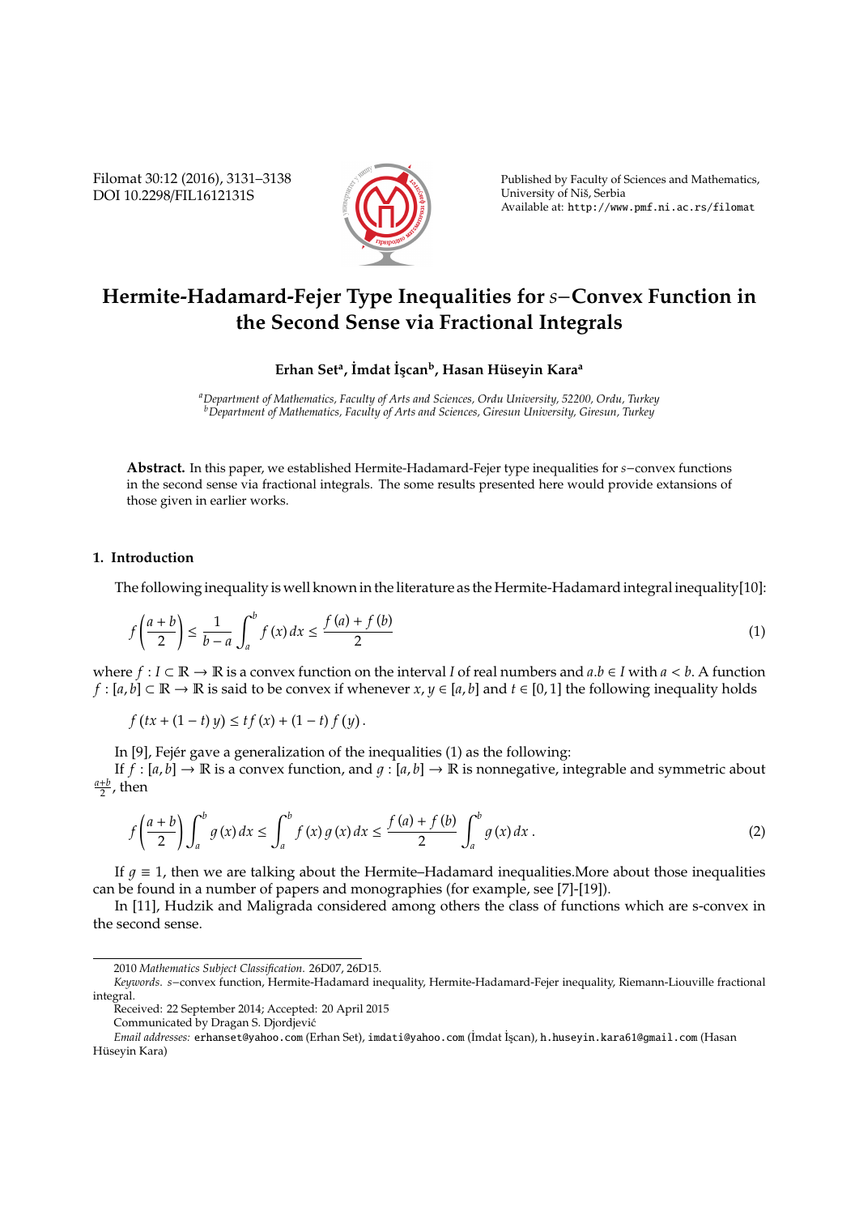# Hermite-Hadamard-Fejer Type Inequalities for $s$−Convex Function in the Second Sense via Fractional Integrals

**Erhan Set[a], İmdat İşcan[b], Hasan Hüseyin Kara[a]**

[a]*Department of Mathematics, Faculty of Arts and Sciences, Ordu University, 52200, Ordu, Turkey*
[b]*Department of Mathematics, Faculty of Arts and Sciences, Giresun University, Giresun, Turkey*

**Abstract.** In this paper, we established Hermite-Hadamard-Fejer type inequalities for $s$−convex functions in the second sense via fractional integrals. The some results presented here would provide extansions of those given in earlier works.

## 1. Introduction

The following inequality is well known in the literature as the Hermite-Hadamard integral inequality[10]:

$$f\left(\frac{a+b}{2}\right) \leq \frac{1}{b-a}\int_a^b f(x)\,dx \leq \frac{f(a)+f(b)}{2} \tag{1}$$

where $f : I \subset \mathbb{R} \to \mathbb{R}$ is a convex function on the interval $I$ of real numbers and $a.b \in I$ with $a < b$. A function $f : [a,b] \subset \mathbb{R} \to \mathbb{R}$ is said to be convex if whenever $x, y \in [a,b]$ and $t \in [0,1]$ the following inequality holds

$$f(tx + (1-t)y) \leq tf(x) + (1-t)f(y).$$

In [9], Fejér gave a generalization of the inequalities (1) as the following:

If $f : [a,b] \to \mathbb{R}$ is a convex function, and $g : [a,b] \to \mathbb{R}$ is nonnegative, integrable and symmetric about $\frac{a+b}{2}$, then

$$f\left(\frac{a+b}{2}\right)\int_a^b g(x)\,dx \leq \int_a^b f(x)g(x)\,dx \leq \frac{f(a)+f(b)}{2}\int_a^b g(x)\,dx\,. \tag{2}$$

If $g \equiv 1$, then we are talking about the Hermite–Hadamard inequalities.More about those inequalities can be found in a number of papers and monographies (for example, see [7]-[19]).

In [11], Hudzik and Maligrada considered among others the class of functions which are s-convex in the second sense.

2010 *Mathematics Subject Classification*. 26D07, 26D15.

*Keywords*. $s$−convex function, Hermite-Hadamard inequality, Hermite-Hadamard-Fejer inequality, Riemann-Liouville fractional integral.

Received: 22 September 2014; Accepted: 20 April 2015

Communicated by Dragan S. Djordjević

*Email addresses:* erhanset@yahoo.com (Erhan Set), imdati@yahoo.com (İmdat İşcan), h.huseyin.kara61@gmail.com (Hasan Hüseyin Kara)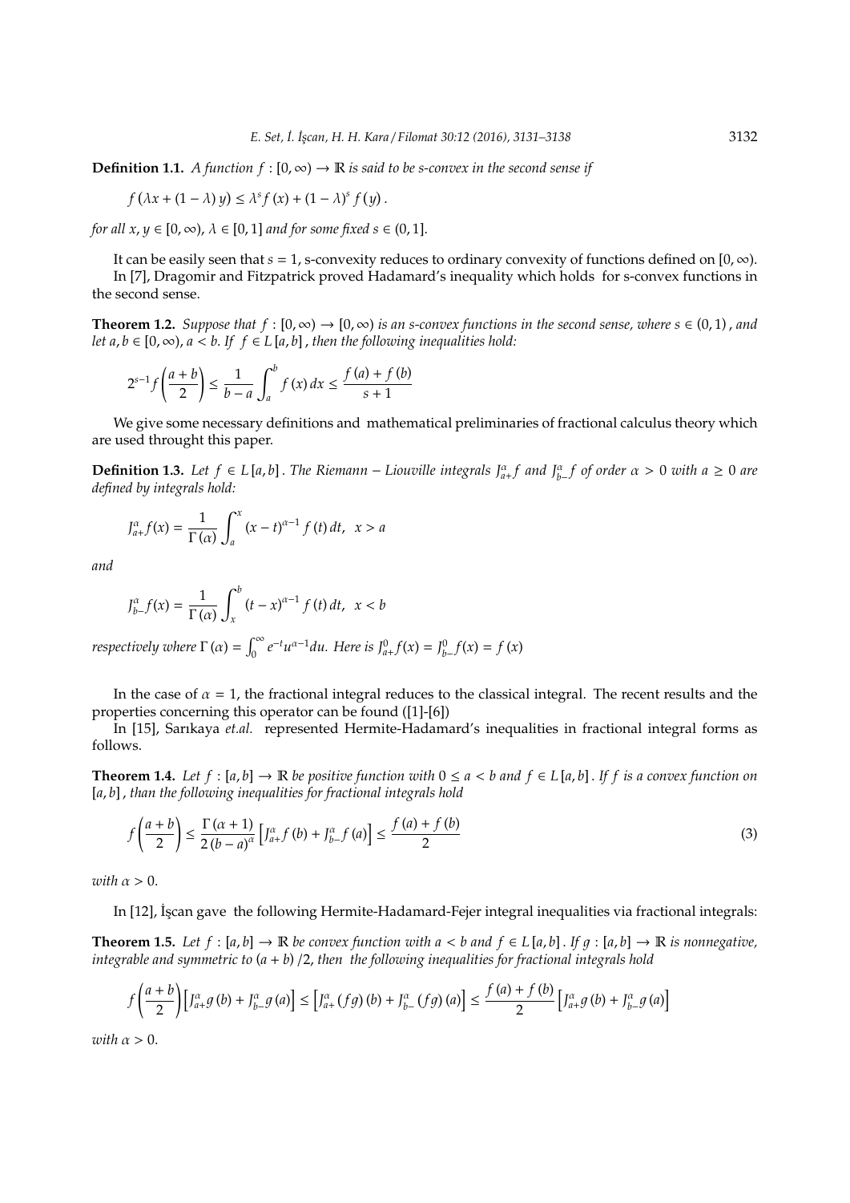**Definition 1.1.** *A function $f:[0,\infty)\to\mathbb{R}$ is said to be s-convex in the second sense if*

$$f(\lambda x+(1-\lambda)y)\leq\lambda^{s}f(x)+(1-\lambda)^{s}f(y).$$

*for all $x,y\in[0,\infty)$, $\lambda\in[0,1]$ and for some fixed $s\in(0,1]$.*

It can be easily seen that $s=1$, s-convexity reduces to ordinary convexity of functions defined on $[0,\infty)$.

In [7], Dragomir and Fitzpatrick proved Hadamard's inequality which holds for s-convex functions in the second sense.

**Theorem 1.2.** *Suppose that $f:[0,\infty)\to[0,\infty)$ is an s-convex functions in the second sense, where $s\in(0,1)$, and let $a,b\in[0,\infty)$, $a<b$. If $f\in L[a,b]$, then the following inequalities hold:*

$$2^{s-1}f\left(\frac{a+b}{2}\right)\leq\frac{1}{b-a}\int_{a}^{b}f(x)\,dx\leq\frac{f(a)+f(b)}{s+1}$$

We give some necessary definitions and mathematical preliminaries of fractional calculus theory which are used throught this paper.

**Definition 1.3.** *Let $f\in L[a,b]$. The Riemann – Liouville integrals $J_{a+}^{\alpha}f$ and $J_{b-}^{\alpha}f$ of order $\alpha>0$ with $a\geq0$ are defined by integrals hold:*

$$J_{a+}^{\alpha}f(x)=\frac{1}{\Gamma(\alpha)}\int_{a}^{x}(x-t)^{\alpha-1}f(t)\,dt,\ \ x>a$$

*and*

$$J_{b-}^{\alpha}f(x)=\frac{1}{\Gamma(\alpha)}\int_{x}^{b}(t-x)^{\alpha-1}f(t)\,dt,\ \ x<b$$

*respectively where $\Gamma(\alpha)=\int_{0}^{\infty}e^{-t}u^{\alpha-1}du$. Here is $J_{a+}^{0}f(x)=J_{b-}^{0}f(x)=f(x)$*

In the case of $\alpha=1$, the fractional integral reduces to the classical integral. The recent results and the properties concerning this operator can be found ([1]-[6])

In [15], Sarıkaya *et.al.* represented Hermite-Hadamard's inequalities in fractional integral forms as follows.

**Theorem 1.4.** *Let $f:[a,b]\to\mathbb{R}$ be positive function with $0\leq a<b$ and $f\in L[a,b]$. If $f$ is a convex function on $[a,b]$, than the following inequalities for fractional integrals hold*

$$f\left(\frac{a+b}{2}\right)\leq\frac{\Gamma(\alpha+1)}{2(b-a)^{\alpha}}\left[J_{a+}^{\alpha}f(b)+J_{b-}^{\alpha}f(a)\right]\leq\frac{f(a)+f(b)}{2}\tag{3}$$

*with $\alpha>0$.*

In [12], İşcan gave the following Hermite-Hadamard-Fejer integral inequalities via fractional integrals:

**Theorem 1.5.** *Let $f:[a,b]\to\mathbb{R}$ be convex function with $a<b$ and $f\in L[a,b]$. If $g:[a,b]\to\mathbb{R}$ is nonnegative, integrable and symmetric to $(a+b)/2$, then the following inequalities for fractional integrals hold*

$$f\left(\frac{a+b}{2}\right)\left[J_{a+}^{\alpha}g(b)+J_{b-}^{\alpha}g(a)\right]\leq\left[J_{a+}^{\alpha}(fg)(b)+J_{b-}^{\alpha}(fg)(a)\right]\leq\frac{f(a)+f(b)}{2}\left[J_{a+}^{\alpha}g(b)+J_{b-}^{\alpha}g(a)\right]$$

*with $\alpha>0$.*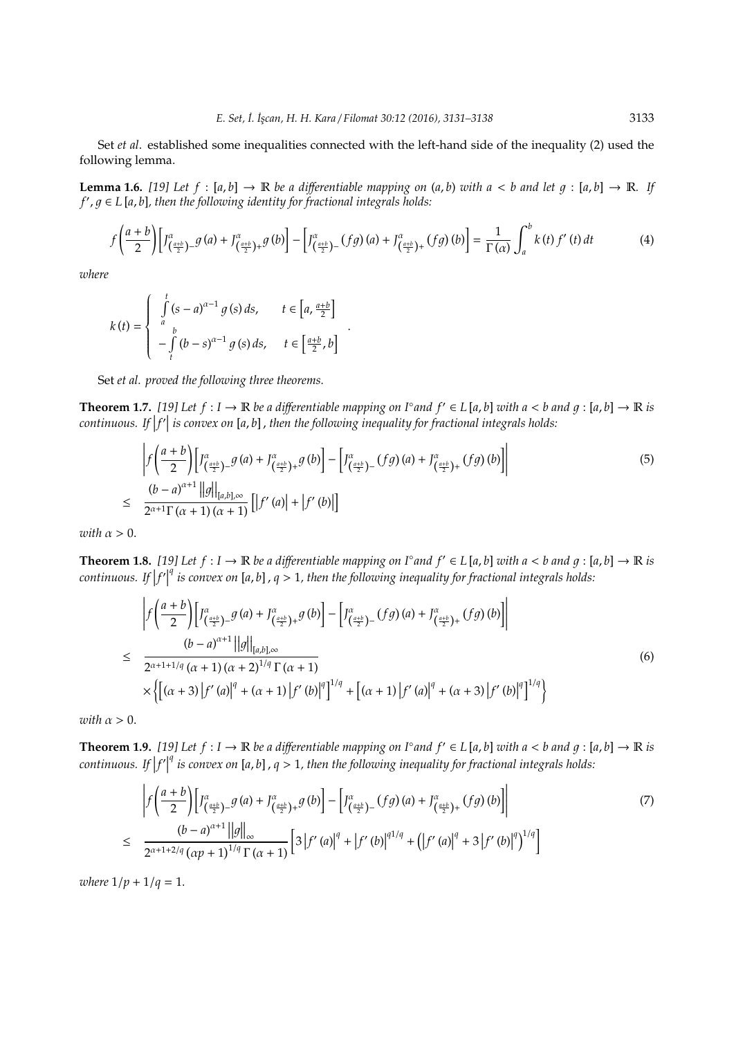Set *et al*. established some inequalities connected with the left-hand side of the inequality (2) used the following lemma.

**Lemma 1.6.** *[19] Let $f : [a,b] \to \mathbb{R}$ be a differentiable mapping on $(a,b)$ with $a < b$ and let $g : [a,b] \to \mathbb{R}$. If $f', g \in L[a,b]$, then the following identity for fractional integrals holds:*

$$f\left(\frac{a+b}{2}\right)\left[J^{\alpha}_{\left(\frac{a+b}{2}\right)-}g(a) + J^{\alpha}_{\left(\frac{a+b}{2}\right)+}g(b)\right] - \left[J^{\alpha}_{\left(\frac{a+b}{2}\right)-}(fg)(a) + J^{\alpha}_{\left(\frac{a+b}{2}\right)+}(fg)(b)\right] = \frac{1}{\Gamma(\alpha)}\int_a^b k(t)\, f'(t)\, dt \tag{4}$$

*where*

$$k(t) = \begin{cases} \displaystyle\int_a^t (s-a)^{\alpha-1} g(s)\, ds, & t \in \left[a, \frac{a+b}{2}\right] \\ \displaystyle -\int_t^b (b-s)^{\alpha-1} g(s)\, ds, & t \in \left[\frac{a+b}{2}, b\right] \end{cases}.$$

Set *et al. proved the following three theorems.*

**Theorem 1.7.** *[19] Let $f : I \to \mathbb{R}$ be a differentiable mapping on $I^{\circ}$ and $f' \in L[a,b]$ with $a < b$ and $g : [a,b] \to \mathbb{R}$ is continuous. If $\left|f'\right|$ is convex on $[a,b]$, then the following inequality for fractional integrals holds:*

$$\begin{aligned} &\left| f\left(\frac{a+b}{2}\right)\left[J^{\alpha}_{\left(\frac{a+b}{2}\right)-}g(a) + J^{\alpha}_{\left(\frac{a+b}{2}\right)+}g(b)\right] - \left[J^{\alpha}_{\left(\frac{a+b}{2}\right)-}(fg)(a) + J^{\alpha}_{\left(\frac{a+b}{2}\right)+}(fg)(b)\right]\right| \\ \leq\ & \frac{(b-a)^{\alpha+1}\left\|g\right\|_{[a,b],\infty}}{2^{\alpha+1}\Gamma(\alpha+1)(\alpha+1)}\left[\left|f'(a)\right| + \left|f'(b)\right|\right] \end{aligned} \tag{5}$$

*with $\alpha > 0$.*

**Theorem 1.8.** *[19] Let $f : I \to \mathbb{R}$ be a differentiable mapping on $I^{\circ}$ and $f' \in L[a,b]$ with $a < b$ and $g : [a,b] \to \mathbb{R}$ is continuous. If $\left|f'\right|^q$ is convex on $[a,b]$, $q > 1$, then the following inequality for fractional integrals holds:*

$$\begin{aligned} &\left| f\left(\frac{a+b}{2}\right)\left[J^{\alpha}_{\left(\frac{a+b}{2}\right)-}g(a) + J^{\alpha}_{\left(\frac{a+b}{2}\right)+}g(b)\right] - \left[J^{\alpha}_{\left(\frac{a+b}{2}\right)-}(fg)(a) + J^{\alpha}_{\left(\frac{a+b}{2}\right)+}(fg)(b)\right]\right| \\ \leq\ & \frac{(b-a)^{\alpha+1}\left\|g\right\|_{[a,b],\infty}}{2^{\alpha+1+1/q}(\alpha+1)(\alpha+2)^{1/q}\Gamma(\alpha+1)} \\ & \times\left\{\left[(\alpha+3)\left|f'(a)\right|^q + (\alpha+1)\left|f'(b)\right|^q\right]^{1/q} + \left[(\alpha+1)\left|f'(a)\right|^q + (\alpha+3)\left|f'(b)\right|^q\right]^{1/q}\right\} \end{aligned} \tag{6}$$

*with $\alpha > 0$.*

**Theorem 1.9.** *[19] Let $f : I \to \mathbb{R}$ be a differentiable mapping on $I^{\circ}$ and $f' \in L[a,b]$ with $a < b$ and $g : [a,b] \to \mathbb{R}$ is continuous. If $\left|f'\right|^q$ is convex on $[a,b]$, $q > 1$, then the following inequality for fractional integrals holds:*

$$\begin{aligned} &\left| f\left(\frac{a+b}{2}\right)\left[J^{\alpha}_{\left(\frac{a+b}{2}\right)-}g(a) + J^{\alpha}_{\left(\frac{a+b}{2}\right)+}g(b)\right] - \left[J^{\alpha}_{\left(\frac{a+b}{2}\right)-}(fg)(a) + J^{\alpha}_{\left(\frac{a+b}{2}\right)+}(fg)(b)\right]\right| \\ \leq\ & \frac{(b-a)^{\alpha+1}\left\|g\right\|_{\infty}}{2^{\alpha+1+2/q}(\alpha p+1)^{1/q}\Gamma(\alpha+1)}\left[3\left|f'(a)\right|^q + \left|f'(b)\right|^{q1/q} + \left(\left|f'(a)\right|^q + 3\left|f'(b)\right|^q\right)^{1/q}\right] \end{aligned} \tag{7}$$

*where $1/p + 1/q = 1$.*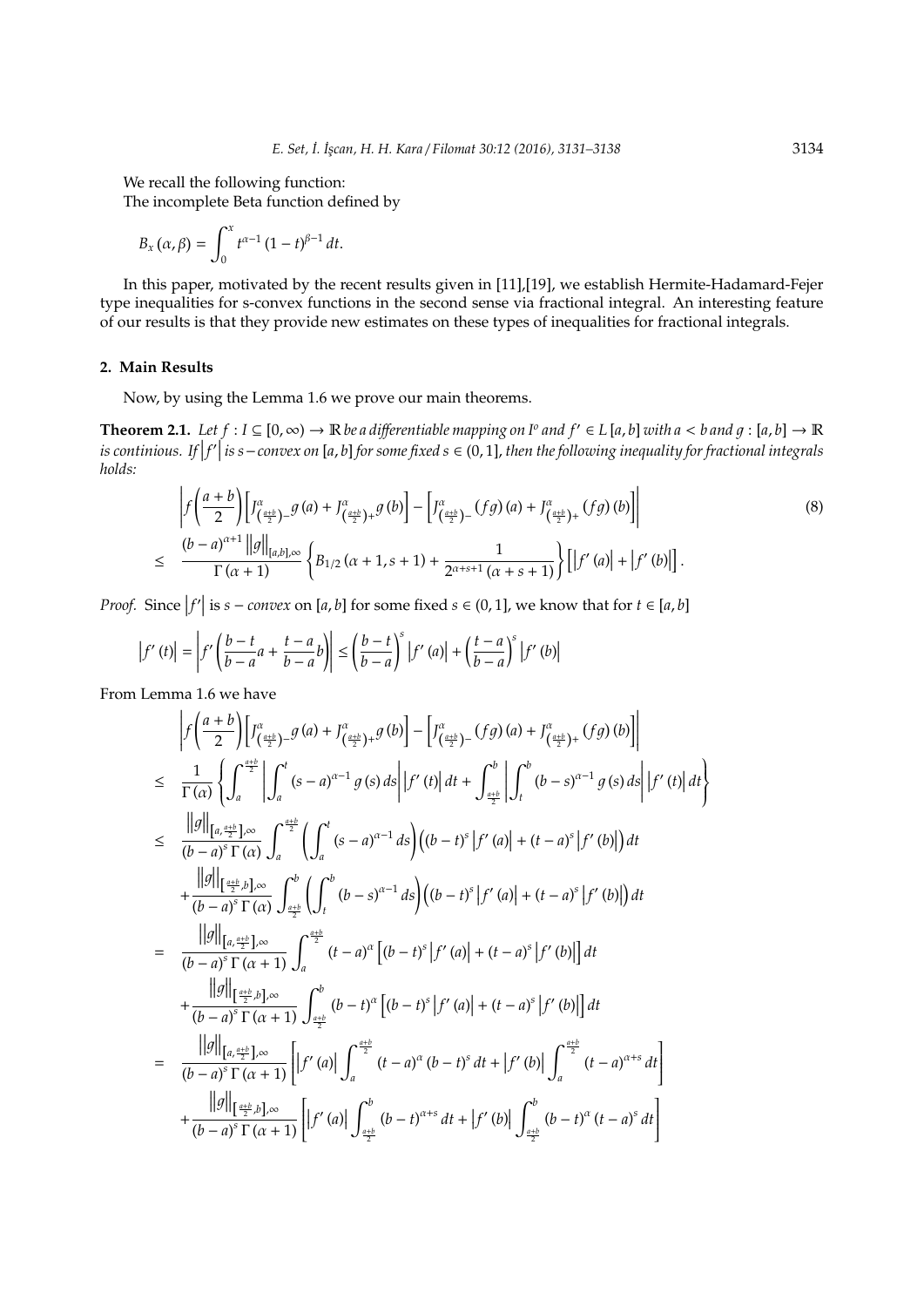We recall the following function:

The incomplete Beta function defined by

$$B_x(\alpha,\beta) = \int_0^x t^{\alpha-1}(1-t)^{\beta-1}\,dt.$$

In this paper, motivated by the recent results given in [11],[19], we establish Hermite-Hadamard-Fejer type inequalities for s-convex functions in the second sense via fractional integral. An interesting feature of our results is that they provide new estimates on these types of inequalities for fractional integrals.

## 2. Main Results

Now, by using the Lemma 1.6 we prove our main theorems.

**Theorem 2.1.** *Let $f : I \subseteq [0,\infty) \to \mathbb{R}$ be a differentiable mapping on $I^o$ and $f' \in L[a,b]$ with $a < b$ and $g : [a,b] \to \mathbb{R}$ is continious. If $|f'|$ is $s-$convex on $[a,b]$ for some fixed $s \in (0,1]$, then the following inequality for fractional integrals holds:*

$$\begin{aligned}
&\left| f\left(\frac{a+b}{2}\right)\left[J^{\alpha}_{\left(\frac{a+b}{2}\right)^-} g(a) + J^{\alpha}_{\left(\frac{a+b}{2}\right)^+} g(b)\right] - \left[J^{\alpha}_{\left(\frac{a+b}{2}\right)^-} (fg)(a) + J^{\alpha}_{\left(\frac{a+b}{2}\right)^+} (fg)(b)\right]\right| \qquad (8)\\
\leq\ & \frac{(b-a)^{\alpha+1}\|g\|_{[a,b],\infty}}{\Gamma(\alpha+1)}\left\{B_{1/2}(\alpha+1,s+1) + \frac{1}{2^{\alpha+s+1}(\alpha+s+1)}\right\}\left[|f'(a)| + |f'(b)|\right].
\end{aligned}$$

*Proof.* Since $|f'|$ is $s-convex$ on $[a,b]$ for some fixed $s \in (0,1]$, we know that for $t \in [a,b]$

$$|f'(t)| = \left|f'\left(\frac{b-t}{b-a}a + \frac{t-a}{b-a}b\right)\right| \leq \left(\frac{b-t}{b-a}\right)^s |f'(a)| + \left(\frac{t-a}{b-a}\right)^s |f'(b)|$$

From Lemma 1.6 we have

$$\begin{aligned}
&\left| f\left(\frac{a+b}{2}\right)\left[J^{\alpha}_{\left(\frac{a+b}{2}\right)^-} g(a) + J^{\alpha}_{\left(\frac{a+b}{2}\right)^+} g(b)\right] - \left[J^{\alpha}_{\left(\frac{a+b}{2}\right)^-} (fg)(a) + J^{\alpha}_{\left(\frac{a+b}{2}\right)^+} (fg)(b)\right]\right|\\
\leq\ & \frac{1}{\Gamma(\alpha)}\left\{\int_a^{\frac{a+b}{2}}\left|\int_a^t (s-a)^{\alpha-1} g(s)\,ds\right| |f'(t)|\,dt + \int_{\frac{a+b}{2}}^b \left|\int_t^b (b-s)^{\alpha-1} g(s)\,ds\right| |f'(t)|\,dt\right\}\\
\leq\ & \frac{\|g\|_{[a,\frac{a+b}{2}],\infty}}{(b-a)^s\Gamma(\alpha)}\int_a^{\frac{a+b}{2}}\left(\int_a^t (s-a)^{\alpha-1}\,ds\right)\left((b-t)^s|f'(a)| + (t-a)^s|f'(b)|\right)dt\\
&+\frac{\|g\|_{[\frac{a+b}{2},b],\infty}}{(b-a)^s\Gamma(\alpha)}\int_{\frac{a+b}{2}}^b\left(\int_t^b (b-s)^{\alpha-1}\,ds\right)\left((b-t)^s|f'(a)| + (t-a)^s|f'(b)|\right)dt\\
=\ & \frac{\|g\|_{[a,\frac{a+b}{2}],\infty}}{(b-a)^s\Gamma(\alpha+1)}\int_a^{\frac{a+b}{2}}(t-a)^{\alpha}\left[(b-t)^s|f'(a)| + (t-a)^s|f'(b)|\right]dt\\
&+\frac{\|g\|_{[\frac{a+b}{2},b],\infty}}{(b-a)^s\Gamma(\alpha+1)}\int_{\frac{a+b}{2}}^b(b-t)^{\alpha}\left[(b-t)^s|f'(a)| + (t-a)^s|f'(b)|\right]dt\\
=\ & \frac{\|g\|_{[a,\frac{a+b}{2}],\infty}}{(b-a)^s\Gamma(\alpha+1)}\left[|f'(a)|\int_a^{\frac{a+b}{2}}(t-a)^{\alpha}(b-t)^s\,dt + |f'(b)|\int_a^{\frac{a+b}{2}}(t-a)^{\alpha+s}\,dt\right]\\
&+\frac{\|g\|_{[\frac{a+b}{2},b],\infty}}{(b-a)^s\Gamma(\alpha+1)}\left[|f'(a)|\int_{\frac{a+b}{2}}^b(b-t)^{\alpha+s}\,dt + |f'(b)|\int_{\frac{a+b}{2}}^b(b-t)^{\alpha}(t-a)^s\,dt\right]
\end{aligned}$$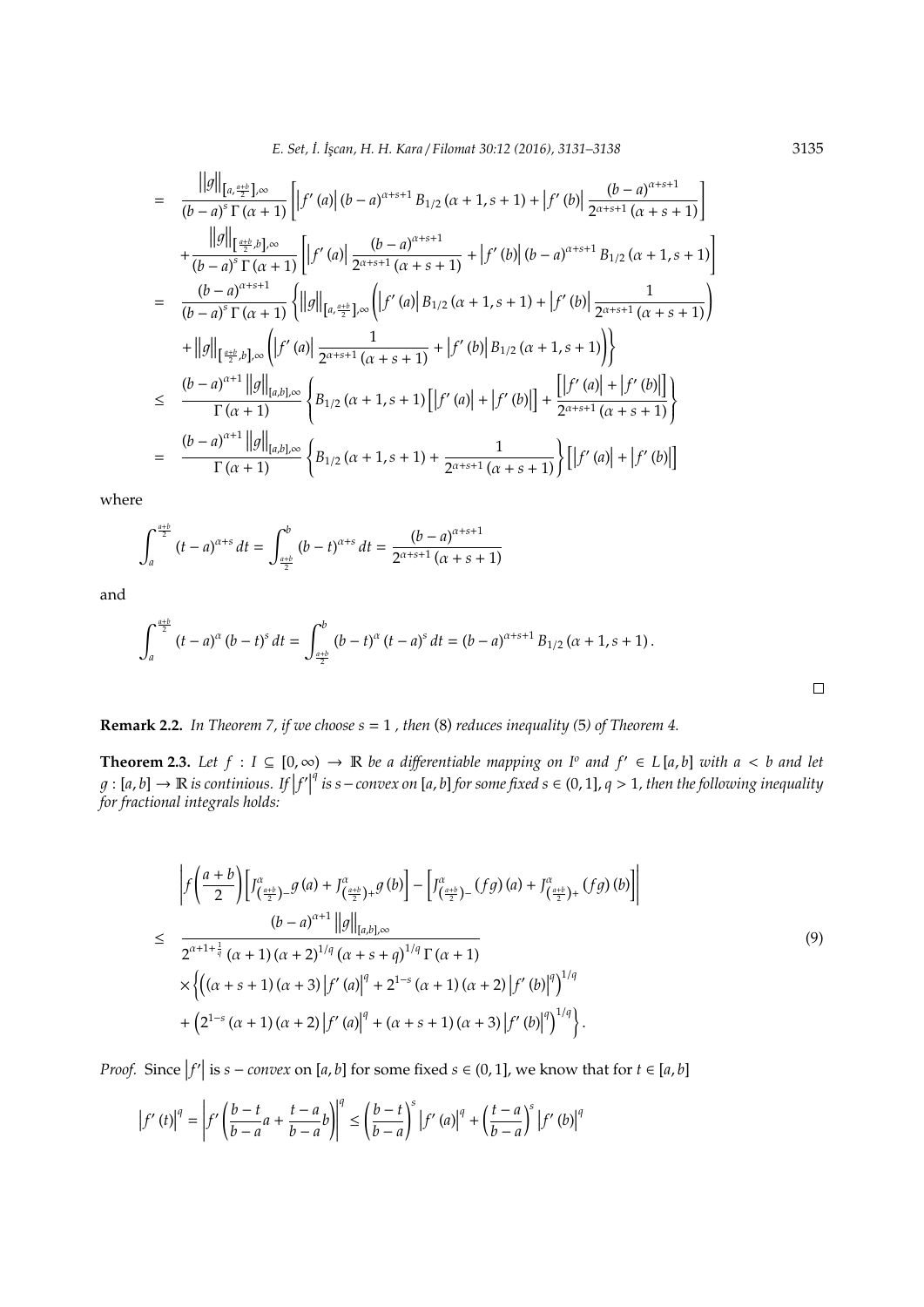$$
\begin{aligned}
&= \frac{\|g\|_{[a,\frac{a+b}{2}],\infty}}{(b-a)^s\,\Gamma(\alpha+1)}\left[\left|f'(a)\right|(b-a)^{\alpha+s+1}B_{1/2}(\alpha+1,s+1)+\left|f'(b)\right|\frac{(b-a)^{\alpha+s+1}}{2^{\alpha+s+1}(\alpha+s+1)}\right] \\
&\quad+\frac{\|g\|_{[\frac{a+b}{2},b],\infty}}{(b-a)^s\,\Gamma(\alpha+1)}\left[\left|f'(a)\right|\frac{(b-a)^{\alpha+s+1}}{2^{\alpha+s+1}(\alpha+s+1)}+\left|f'(b)\right|(b-a)^{\alpha+s+1}B_{1/2}(\alpha+1,s+1)\right] \\
&= \frac{(b-a)^{\alpha+s+1}}{(b-a)^s\,\Gamma(\alpha+1)}\left\{\|g\|_{[a,\frac{a+b}{2}],\infty}\left(\left|f'(a)\right|B_{1/2}(\alpha+1,s+1)+\left|f'(b)\right|\frac{1}{2^{\alpha+s+1}(\alpha+s+1)}\right)\right. \\
&\quad\left.+\|g\|_{[\frac{a+b}{2},b],\infty}\left(\left|f'(a)\right|\frac{1}{2^{\alpha+s+1}(\alpha+s+1)}+\left|f'(b)\right|B_{1/2}(\alpha+1,s+1)\right)\right\} \\
&\le \frac{(b-a)^{\alpha+1}\|g\|_{[a,b],\infty}}{\Gamma(\alpha+1)}\left\{B_{1/2}(\alpha+1,s+1)\left[\left|f'(a)\right|+\left|f'(b)\right|\right]+\frac{\left[\left|f'(a)\right|+\left|f'(b)\right|\right]}{2^{\alpha+s+1}(\alpha+s+1)}\right\} \\
&= \frac{(b-a)^{\alpha+1}\|g\|_{[a,b],\infty}}{\Gamma(\alpha+1)}\left\{B_{1/2}(\alpha+1,s+1)+\frac{1}{2^{\alpha+s+1}(\alpha+s+1)}\right\}\left[\left|f'(a)\right|+\left|f'(b)\right|\right]
\end{aligned}
$$

where

$$
\int_a^{\frac{a+b}{2}}(t-a)^{\alpha+s}\,dt=\int_{\frac{a+b}{2}}^b(b-t)^{\alpha+s}\,dt=\frac{(b-a)^{\alpha+s+1}}{2^{\alpha+s+1}(\alpha+s+1)}
$$

and

$$
\int_a^{\frac{a+b}{2}}(t-a)^{\alpha}(b-t)^s\,dt=\int_{\frac{a+b}{2}}^b(b-t)^{\alpha}(t-a)^s\,dt=(b-a)^{\alpha+s+1}B_{1/2}(\alpha+1,s+1).
$$

□

**Remark 2.2.** *In Theorem 7, if we choose $s=1$ , then* (8) *reduces inequality (5) of Theorem 4.*

**Theorem 2.3.** *Let $f: I\subseteq[0,\infty)\to\mathbb{R}$ be a differentiable mapping on $I^o$ and $f'\in L[a,b]$ with $a<b$ and let $g:[a,b]\to\mathbb{R}$ is continious. If $\left|f'\right|^q$ is $s-convex$ on $[a,b]$ for some fixed $s\in(0,1]$, $q>1$, then the following inequality for fractional integrals holds:*

$$
\begin{aligned}
&\left|f\left(\frac{a+b}{2}\right)\left[J^{\alpha}_{\left(\frac{a+b}{2}\right)-}g(a)+J^{\alpha}_{\left(\frac{a+b}{2}\right)+}g(b)\right]-\left[J^{\alpha}_{\left(\frac{a+b}{2}\right)-}(fg)(a)+J^{\alpha}_{\left(\frac{a+b}{2}\right)+}(fg)(b)\right]\right| \\
&\le \frac{(b-a)^{\alpha+1}\|g\|_{[a,b],\infty}}{2^{\alpha+1+\frac{1}{q}}(\alpha+1)(\alpha+2)^{1/q}(\alpha+s+q)^{1/q}\,\Gamma(\alpha+1)} \\
&\quad\times\left\{\left((\alpha+s+1)(\alpha+3)\left|f'(a)\right|^q+2^{1-s}(\alpha+1)(\alpha+2)\left|f'(b)\right|^q\right)^{1/q}\right. \\
&\quad\left.+\left(2^{1-s}(\alpha+1)(\alpha+2)\left|f'(a)\right|^q+(\alpha+s+1)(\alpha+3)\left|f'(b)\right|^q\right)^{1/q}\right\}.
\end{aligned}
\tag{9}
$$

*Proof.* Since $\left|f'\right|$ is $s-convex$ on $[a,b]$ for some fixed $s\in(0,1]$, we know that for $t\in[a,b]$

$$
\left|f'(t)\right|^q=\left|f'\left(\frac{b-t}{b-a}a+\frac{t-a}{b-a}b\right)\right|^q\le\left(\frac{b-t}{b-a}\right)^s\left|f'(a)\right|^q+\left(\frac{t-a}{b-a}\right)^s\left|f'(b)\right|^q
$$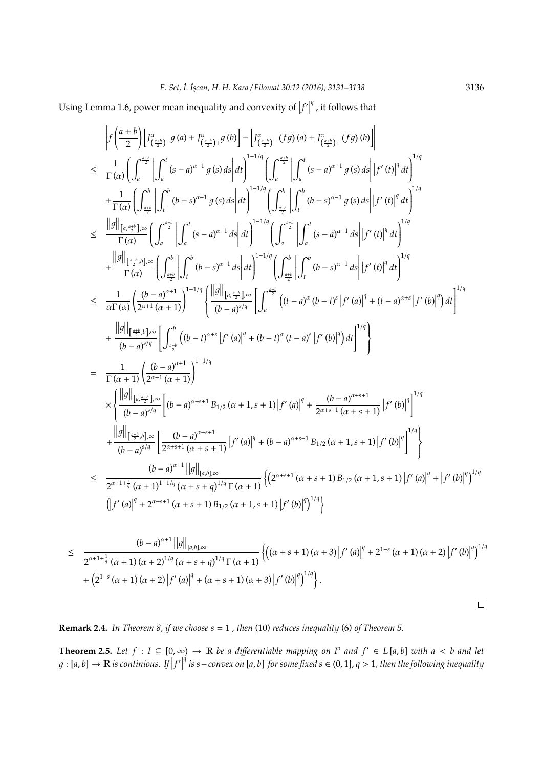Using Lemma 1.6, power mean inequality and convexity of $\left|f'\right|^q$, it follows that

$$
\begin{aligned}
&\left| f\left(\frac{a+b}{2}\right)\left[J^{\alpha}_{\left(\frac{a+b}{2}\right)^-} g(a) + J^{\alpha}_{\left(\frac{a+b}{2}\right)^+} g(b)\right] - \left[J^{\alpha}_{\left(\frac{a+b}{2}\right)^-} (fg)(a) + J^{\alpha}_{\left(\frac{a+b}{2}\right)^+} (fg)(b)\right]\right| \\
\leq\ & \frac{1}{\Gamma(\alpha)}\left(\int_a^{\frac{a+b}{2}}\left|\int_a^t (s-a)^{\alpha-1} g(s)\,ds\right| dt\right)^{1-1/q}\left(\int_a^{\frac{a+b}{2}}\left|\int_a^t (s-a)^{\alpha-1} g(s)\,ds\right|\left|f'(t)\right|^q dt\right)^{1/q} \\
&+\frac{1}{\Gamma(\alpha)}\left(\int_{\frac{a+b}{2}}^b\left|\int_t^b (b-s)^{\alpha-1} g(s)\,ds\right| dt\right)^{1-1/q}\left(\int_{\frac{a+b}{2}}^b\left|\int_t^b (b-s)^{\alpha-1} g(s)\,ds\right|\left|f'(t)\right|^q dt\right)^{1/q} \\
\leq\ & \frac{\|g\|_{\left[a,\frac{a+b}{2}\right],\infty}}{\Gamma(\alpha)}\left(\int_a^{\frac{a+b}{2}}\left|\int_a^t (s-a)^{\alpha-1} ds\right| dt\right)^{1-1/q}\left(\int_a^{\frac{a+b}{2}}\left|\int_a^t (s-a)^{\alpha-1} ds\right|\left|f'(t)\right|^q dt\right)^{1/q} \\
&+\frac{\|g\|_{\left[\frac{a+b}{2},b\right],\infty}}{\Gamma(\alpha)}\left(\int_{\frac{a+b}{2}}^b\left|\int_t^b (b-s)^{\alpha-1} ds\right| dt\right)^{1-1/q}\left(\int_{\frac{a+b}{2}}^b\left|\int_t^b (b-s)^{\alpha-1} ds\right|\left|f'(t)\right|^q dt\right)^{1/q} \\
\leq\ & \frac{1}{\alpha\Gamma(\alpha)}\left(\frac{(b-a)^{\alpha+1}}{2^{\alpha+1}(\alpha+1)}\right)^{1-1/q}\left\{\frac{\|g\|_{\left[a,\frac{a+b}{2}\right],\infty}}{(b-a)^{s/q}}\left[\int_a^{\frac{a+b}{2}}\left((t-a)^{\alpha}(b-t)^s\left|f'(a)\right|^q + (t-a)^{\alpha+s}\left|f'(b)\right|^q\right)dt\right]^{1/q}\right. \\
&\left.+\frac{\|g\|_{\left[\frac{a+b}{2},b\right],\infty}}{(b-a)^{s/q}}\left[\int_{\frac{a+b}{2}}^b\left((b-t)^{\alpha+s}\left|f'(a)\right|^q + (b-t)^{\alpha}(t-a)^s\left|f'(b)\right|^q\right)dt\right]^{1/q}\right\} \\
=\ & \frac{1}{\Gamma(\alpha+1)}\left(\frac{(b-a)^{\alpha+1}}{2^{\alpha+1}(\alpha+1)}\right)^{1-1/q} \\
&\times\left\{\frac{\|g\|_{\left[a,\frac{a+b}{2}\right],\infty}}{(b-a)^{s/q}}\left[(b-a)^{\alpha+s+1}B_{1/2}(\alpha+1,s+1)\left|f'(a)\right|^q + \frac{(b-a)^{\alpha+s+1}}{2^{\alpha+s+1}(\alpha+s+1)}\left|f'(b)\right|^q\right]^{1/q}\right. \\
&\left.+\frac{\|g\|_{\left[\frac{a+b}{2},b\right],\infty}}{(b-a)^{s/q}}\left[\frac{(b-a)^{\alpha+s+1}}{2^{\alpha+s+1}(\alpha+s+1)}\left|f'(a)\right|^q + (b-a)^{\alpha+s+1}B_{1/2}(\alpha+1,s+1)\left|f'(b)\right|^q\right]^{1/q}\right\} \\
\leq\ & \frac{(b-a)^{\alpha+1}\|g\|_{[a,b],\infty}}{2^{\alpha+1+\frac{s}{q}}(\alpha+1)^{1-1/q}(\alpha+s+q)^{1/q}\Gamma(\alpha+1)}\left\{\left(2^{\alpha+s+1}(\alpha+s+1)B_{1/2}(\alpha+1,s+1)\left|f'(a)\right|^q + \left|f'(b)\right|^q\right)^{1/q}\right. \\
&\left.\left(\left|f'(a)\right|^q + 2^{\alpha+s+1}(\alpha+s+1)B_{1/2}(\alpha+1,s+1)\left|f'(b)\right|^q\right)^{1/q}\right\}
\end{aligned}
$$

$$
\begin{aligned}
\leq\ & \frac{(b-a)^{\alpha+1}\|g\|_{[a,b],\infty}}{2^{\alpha+1+\frac{1}{q}}(\alpha+1)(\alpha+2)^{1/q}(\alpha+s+q)^{1/q}\Gamma(\alpha+1)}\left\{\left((\alpha+s+1)(\alpha+3)\left|f'(a)\right|^q + 2^{1-s}(\alpha+1)(\alpha+2)\left|f'(b)\right|^q\right)^{1/q}\right. \\
&\left.+\left(2^{1-s}(\alpha+1)(\alpha+2)\left|f'(a)\right|^q + (\alpha+s+1)(\alpha+3)\left|f'(b)\right|^q\right)^{1/q}\right\}.
\end{aligned}
$$

□

**Remark 2.4.** *In Theorem 8, if we choose $s = 1$, then* (10) *reduces inequality* (6) *of Theorem 5.*

**Theorem 2.5.** *Let $f : I \subseteq [0,\infty) \to \mathbb{R}$ be a differentiable mapping on $I^o$ and $f' \in L[a,b]$ with $a < b$ and let $g : [a,b] \to \mathbb{R}$ is continious. If $\left|f'\right|^q$ is $s-$convex on $[a,b]$ for some fixed $s \in (0,1]$, $q > 1$, then the following inequality*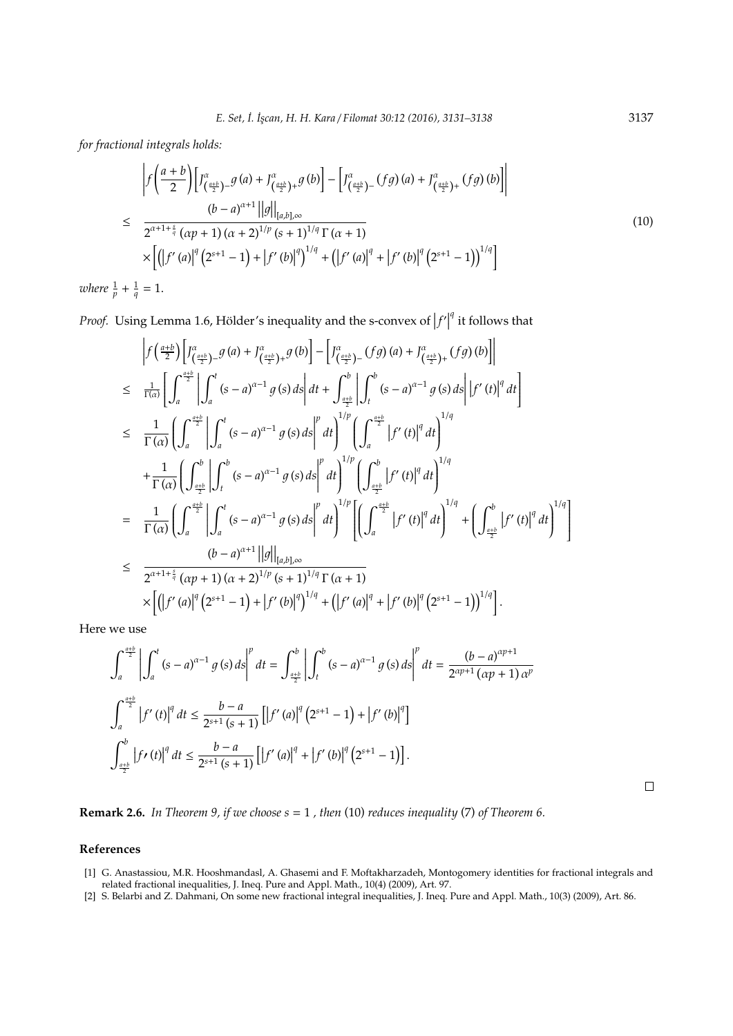*for fractional integrals holds:*

$$
\begin{aligned}
& \left| f\left(\frac{a+b}{2}\right)\left[J^{\alpha}_{\left(\frac{a+b}{2}\right)^-} g(a) + J^{\alpha}_{\left(\frac{a+b}{2}\right)^+} g(b)\right] - \left[J^{\alpha}_{\left(\frac{a+b}{2}\right)^-} (fg)(a) + J^{\alpha}_{\left(\frac{a+b}{2}\right)^+} (fg)(b)\right]\right| \\
\leq\ & \frac{(b-a)^{\alpha+1}\left\|g\right\|_{[a,b],\infty}}{2^{\alpha+1+\frac{s}{q}}(\alpha p+1)(\alpha+2)^{1/p}(s+1)^{1/q}\Gamma(\alpha+1)} \\
& \times\left[\left(\left|f'(a)\right|^q\left(2^{s+1}-1\right)+\left|f'(b)\right|^q\right)^{1/q}+\left(\left|f'(a)\right|^q+\left|f'(b)\right|^q\left(2^{s+1}-1\right)\right)^{1/q}\right]
\end{aligned}
\tag{10}
$$

*where* $\frac{1}{p}+\frac{1}{q}=1$.

*Proof.* Using Lemma 1.6, Hölder's inequality and the s-convex of $\left|f'\right|^q$ it follows that

$$
\begin{aligned}
& \left| f\left(\tfrac{a+b}{2}\right)\left[J^{\alpha}_{\left(\frac{a+b}{2}\right)^-} g(a) + J^{\alpha}_{\left(\frac{a+b}{2}\right)^+} g(b)\right] - \left[J^{\alpha}_{\left(\frac{a+b}{2}\right)^-} (fg)(a) + J^{\alpha}_{\left(\frac{a+b}{2}\right)^+} (fg)(b)\right]\right| \\
\leq\ & \tfrac{1}{\Gamma(\alpha)}\left[\int_a^{\frac{a+b}{2}}\left|\int_a^t (s-a)^{\alpha-1}g(s)\,ds\right|dt+\int_{\frac{a+b}{2}}^b\left|\int_t^b (s-a)^{\alpha-1}g(s)\,ds\right|\left|f'(t)\right|^q dt\right] \\
\leq\ & \frac{1}{\Gamma(\alpha)}\left(\int_a^{\frac{a+b}{2}}\left|\int_a^t (s-a)^{\alpha-1}g(s)\,ds\right|^p dt\right)^{1/p}\left(\int_a^{\frac{a+b}{2}}\left|f'(t)\right|^q dt\right)^{1/q} \\
& +\frac{1}{\Gamma(\alpha)}\left(\int_{\frac{a+b}{2}}^b\left|\int_t^b (s-a)^{\alpha-1}g(s)\,ds\right|^p dt\right)^{1/p}\left(\int_{\frac{a+b}{2}}^b\left|f'(t)\right|^q dt\right)^{1/q} \\
=\ & \frac{1}{\Gamma(\alpha)}\left(\int_a^{\frac{a+b}{2}}\left|\int_a^t (s-a)^{\alpha-1}g(s)\,ds\right|^p dt\right)^{1/p}\left[\left(\int_a^{\frac{a+b}{2}}\left|f'(t)\right|^q dt\right)^{1/q}+\left(\int_{\frac{a+b}{2}}^b\left|f'(t)\right|^q dt\right)^{1/q}\right] \\
\leq\ & \frac{(b-a)^{\alpha+1}\left\|g\right\|_{[a,b],\infty}}{2^{\alpha+1+\frac{s}{q}}(\alpha p+1)(\alpha+2)^{1/p}(s+1)^{1/q}\Gamma(\alpha+1)} \\
& \times\left[\left(\left|f'(a)\right|^q\left(2^{s+1}-1\right)+\left|f'(b)\right|^q\right)^{1/q}+\left(\left|f'(a)\right|^q+\left|f'(b)\right|^q\left(2^{s+1}-1\right)\right)^{1/q}\right].
\end{aligned}
$$

Here we use

$$
\int_a^{\frac{a+b}{2}}\left|\int_a^t (s-a)^{\alpha-1}g(s)\,ds\right|^p dt=\int_{\frac{a+b}{2}}^b\left|\int_t^b (s-a)^{\alpha-1}g(s)\,ds\right|^p dt=\frac{(b-a)^{\alpha p+1}}{2^{\alpha p+1}(\alpha p+1)\alpha^p}
$$

$$
\int_a^{\frac{a+b}{2}}\left|f'(t)\right|^q dt\leq\frac{b-a}{2^{s+1}(s+1)}\left[\left|f'(a)\right|^q\left(2^{s+1}-1\right)+\left|f'(b)\right|^q\right]
$$

$$
\int_{\frac{a+b}{2}}^b\left|f'(t)\right|^q dt\leq\frac{b-a}{2^{s+1}(s+1)}\left[\left|f'(a)\right|^q+\left|f'(b)\right|^q\left(2^{s+1}-1\right)\right].
$$

□

**Remark 2.6.** *In Theorem 9, if we choose* $s=1$ *, then* (10) *reduces inequality* (7) *of Theorem 6.*

## References

[1] G. Anastassiou, M.R. Hooshmandasl, A. Ghasemi and F. Moftakharzadeh, Montogomery identities for fractional integrals and related fractional inequalities, J. Ineq. Pure and Appl. Math., 10(4) (2009), Art. 97.

[2] S. Belarbi and Z. Dahmani, On some new fractional integral inequalities, J. Ineq. Pure and Appl. Math., 10(3) (2009), Art. 86.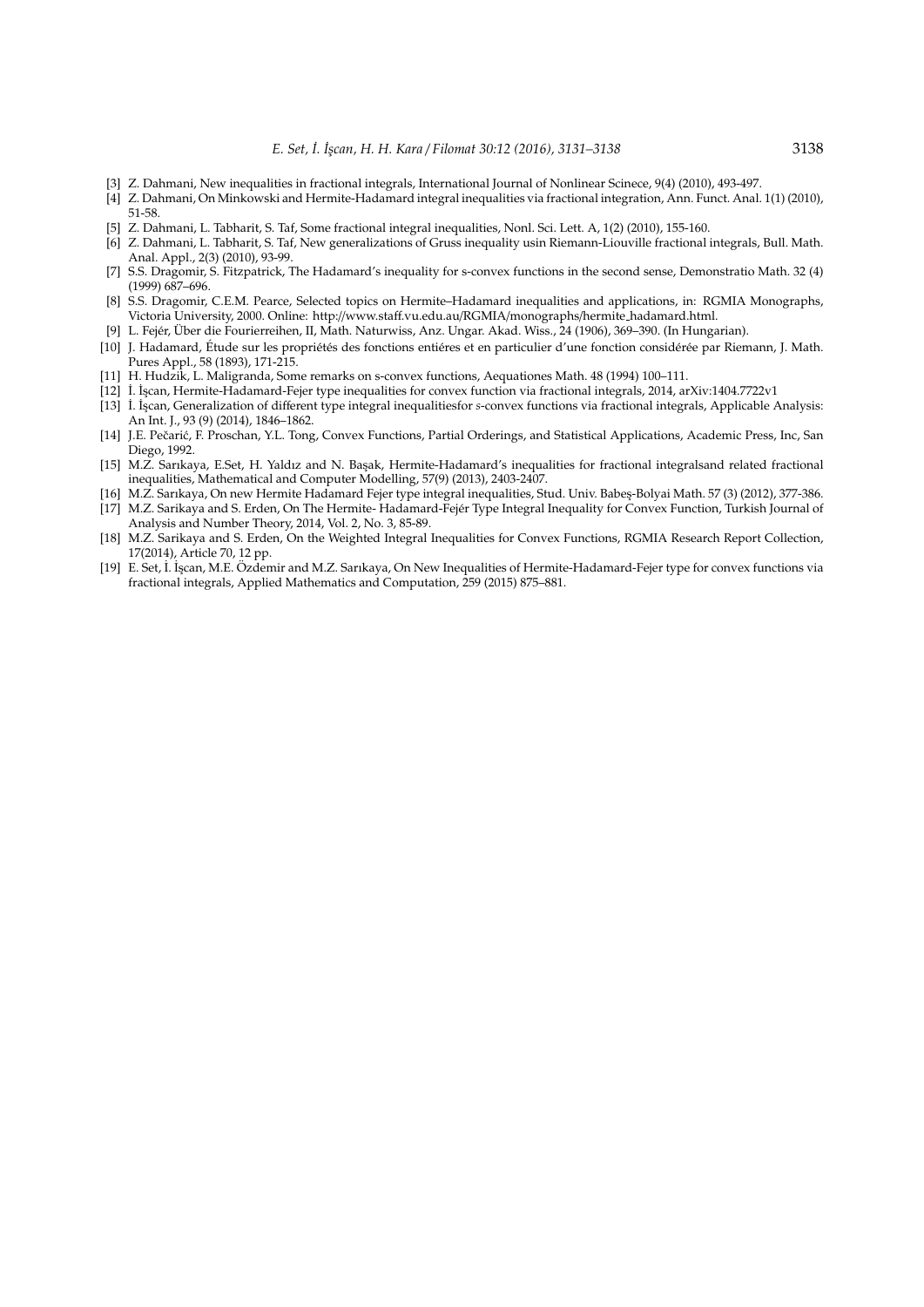[3] Z. Dahmani, New inequalities in fractional integrals, International Journal of Nonlinear Scinece, 9(4) (2010), 493-497.

[4] Z. Dahmani, On Minkowski and Hermite-Hadamard integral inequalities via fractional integration, Ann. Funct. Anal. 1(1) (2010), 51-58.

[5] Z. Dahmani, L. Tabharit, S. Taf, Some fractional integral inequalities, Nonl. Sci. Lett. A, 1(2) (2010), 155-160.

[6] Z. Dahmani, L. Tabharit, S. Taf, New generalizations of Gruss inequality usin Riemann-Liouville fractional integrals, Bull. Math. Anal. Appl., 2(3) (2010), 93-99.

[7] S.S. Dragomir, S. Fitzpatrick, The Hadamard's inequality for s-convex functions in the second sense, Demonstratio Math. 32 (4) (1999) 687–696.

[8] S.S. Dragomir, C.E.M. Pearce, Selected topics on Hermite–Hadamard inequalities and applications, in: RGMIA Monographs, Victoria University, 2000. Online: http://www.staff.vu.edu.au/RGMIA/monographs/hermite_hadamard.html.

[9] L. Fejér, Über die Fourierreihen, II, Math. Naturwiss, Anz. Ungar. Akad. Wiss., 24 (1906), 369–390. (In Hungarian).

[10] J. Hadamard, Étude sur les propriétés des fonctions entiéres et en particulier d'une fonction considérée par Riemann, J. Math. Pures Appl., 58 (1893), 171-215.

[11] H. Hudzik, L. Maligranda, Some remarks on s-convex functions, Aequationes Math. 48 (1994) 100–111.

[12] İ. İşcan, Hermite-Hadamard-Fejer type inequalities for convex function via fractional integrals, 2014, arXiv:1404.7722v1

[13] İ. İşcan, Generalization of different type integral inequalitiesfor *s*-convex functions via fractional integrals, Applicable Analysis: An Int. J., 93 (9) (2014), 1846–1862.

[14] J.E. Pečarić, F. Proschan, Y.L. Tong, Convex Functions, Partial Orderings, and Statistical Applications, Academic Press, Inc, San Diego, 1992.

[15] M.Z. Sarıkaya, E.Set, H. Yaldız and N. Başak, Hermite-Hadamard's inequalities for fractional integralsand related fractional inequalities, Mathematical and Computer Modelling, 57(9) (2013), 2403-2407.

[16] M.Z. Sarıkaya, On new Hermite Hadamard Fejer type integral inequalities, Stud. Univ. Babeş-Bolyai Math. 57 (3) (2012), 377-386.

[17] M.Z. Sarikaya and S. Erden, On The Hermite- Hadamard-Fejér Type Integral Inequality for Convex Function, Turkish Journal of Analysis and Number Theory, 2014, Vol. 2, No. 3, 85-89.

[18] M.Z. Sarikaya and S. Erden, On the Weighted Integral Inequalities for Convex Functions, RGMIA Research Report Collection, 17(2014), Article 70, 12 pp.

[19] E. Set, İ. İşcan, M.E. Özdemir and M.Z. Sarıkaya, On New Inequalities of Hermite-Hadamard-Fejer type for convex functions via fractional integrals, Applied Mathematics and Computation, 259 (2015) 875–881.